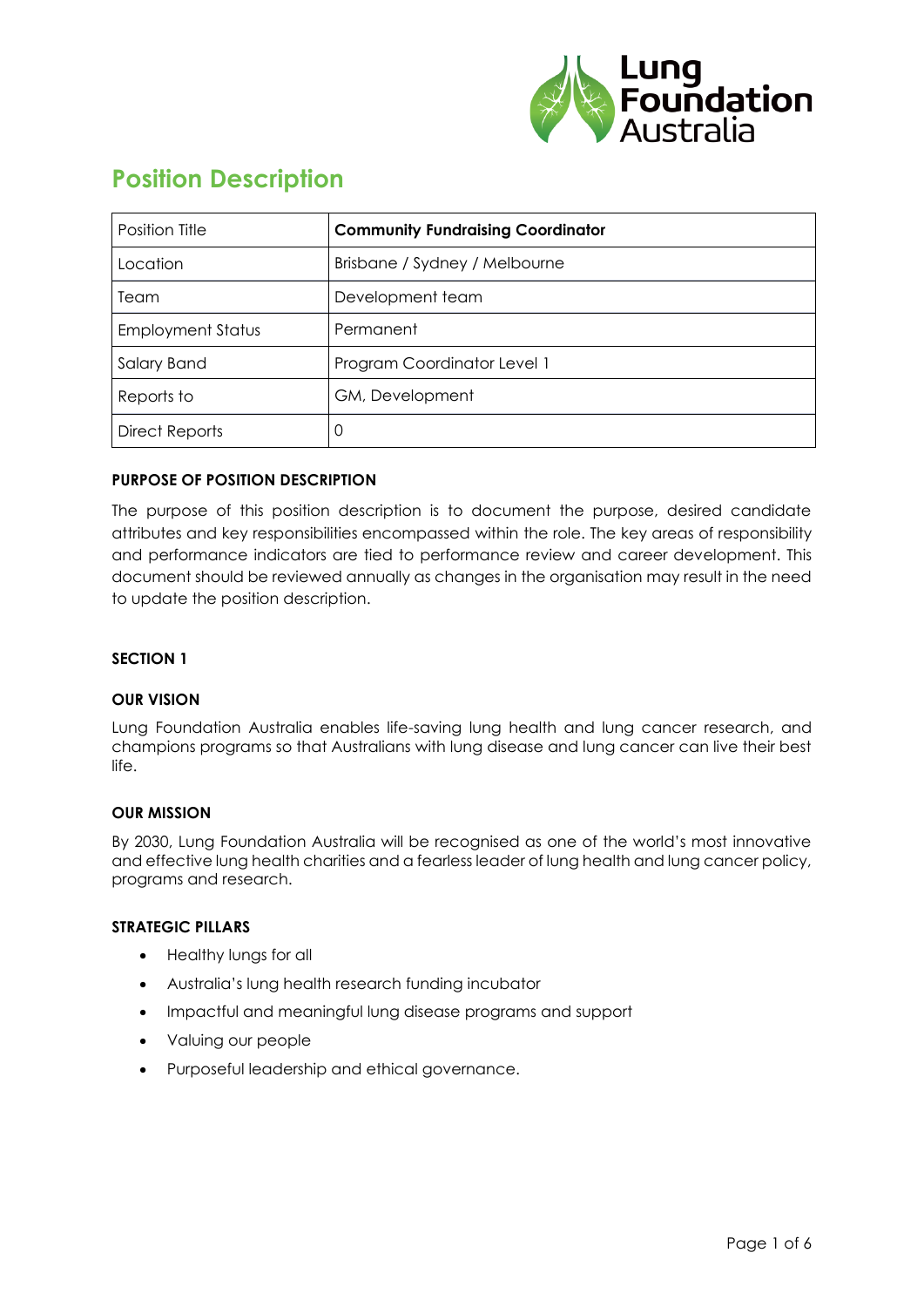# Position Description

| Position Title | **Community Fundraising Coordinator** |
|---|---|
| Location | Brisbane / Sydney / Melbourne |
| Team | Development team |
| Employment Status | Permanent |
| Salary Band | Program Coordinator Level 1 |
| Reports to | GM, Development |
| Direct Reports | 0 |

**PURPOSE OF POSITION DESCRIPTION**

The purpose of this position description is to document the purpose, desired candidate attributes and key responsibilities encompassed within the role. The key areas of responsibility and performance indicators are tied to performance review and career development. This document should be reviewed annually as changes in the organisation may result in the need to update the position description.

**SECTION 1**

**OUR VISION**

Lung Foundation Australia enables life-saving lung health and lung cancer research, and champions programs so that Australians with lung disease and lung cancer can live their best life.

**OUR MISSION**

By 2030, Lung Foundation Australia will be recognised as one of the world's most innovative and effective lung health charities and a fearless leader of lung health and lung cancer policy, programs and research.

**STRATEGIC PILLARS**

- Healthy lungs for all
- Australia's lung health research funding incubator
- Impactful and meaningful lung disease programs and support
- Valuing our people
- Purposeful leadership and ethical governance.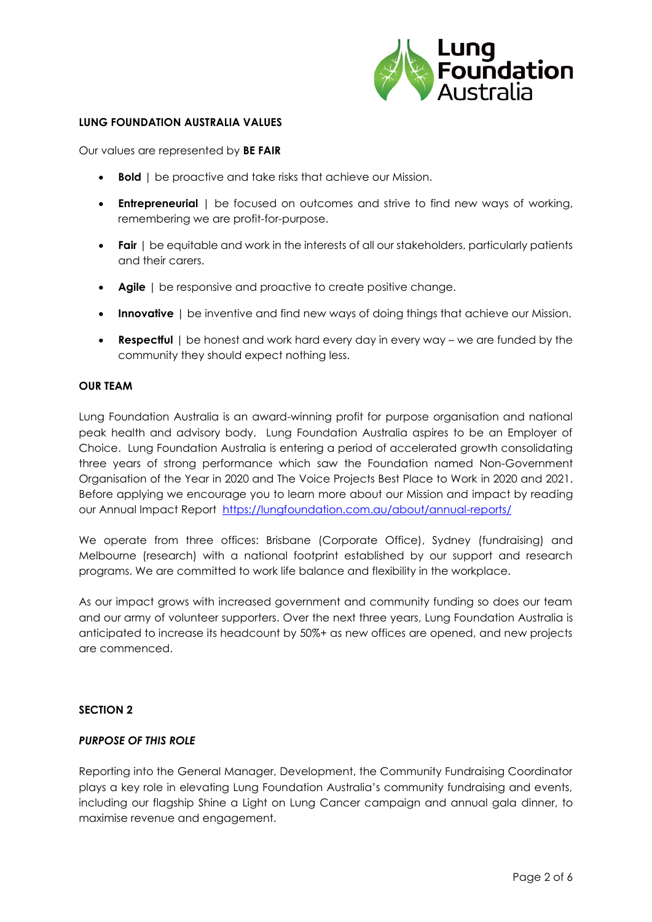## LUNG FOUNDATION AUSTRALIA VALUES

Our values are represented by **BE FAIR**

- **Bold** | be proactive and take risks that achieve our Mission.
- **Entrepreneurial** | be focused on outcomes and strive to find new ways of working, remembering we are profit-for-purpose.
- **Fair** | be equitable and work in the interests of all our stakeholders, particularly patients and their carers.
- **Agile** | be responsive and proactive to create positive change.
- **Innovative** | be inventive and find new ways of doing things that achieve our Mission.
- **Respectful** | be honest and work hard every day in every way – we are funded by the community they should expect nothing less.

## OUR TEAM

Lung Foundation Australia is an award-winning profit for purpose organisation and national peak health and advisory body. Lung Foundation Australia aspires to be an Employer of Choice. Lung Foundation Australia is entering a period of accelerated growth consolidating three years of strong performance which saw the Foundation named Non-Government Organisation of the Year in 2020 and The Voice Projects Best Place to Work in 2020 and 2021. Before applying we encourage you to learn more about our Mission and impact by reading our Annual Impact Report https://lungfoundation.com.au/about/annual-reports/

We operate from three offices: Brisbane (Corporate Office), Sydney (fundraising) and Melbourne (research) with a national footprint established by our support and research programs. We are committed to work life balance and flexibility in the workplace.

As our impact grows with increased government and community funding so does our team and our army of volunteer supporters. Over the next three years, Lung Foundation Australia is anticipated to increase its headcount by 50%+ as new offices are opened, and new projects are commenced.

## SECTION 2

### *PURPOSE OF THIS ROLE*

Reporting into the General Manager, Development, the Community Fundraising Coordinator plays a key role in elevating Lung Foundation Australia's community fundraising and events, including our flagship Shine a Light on Lung Cancer campaign and annual gala dinner, to maximise revenue and engagement.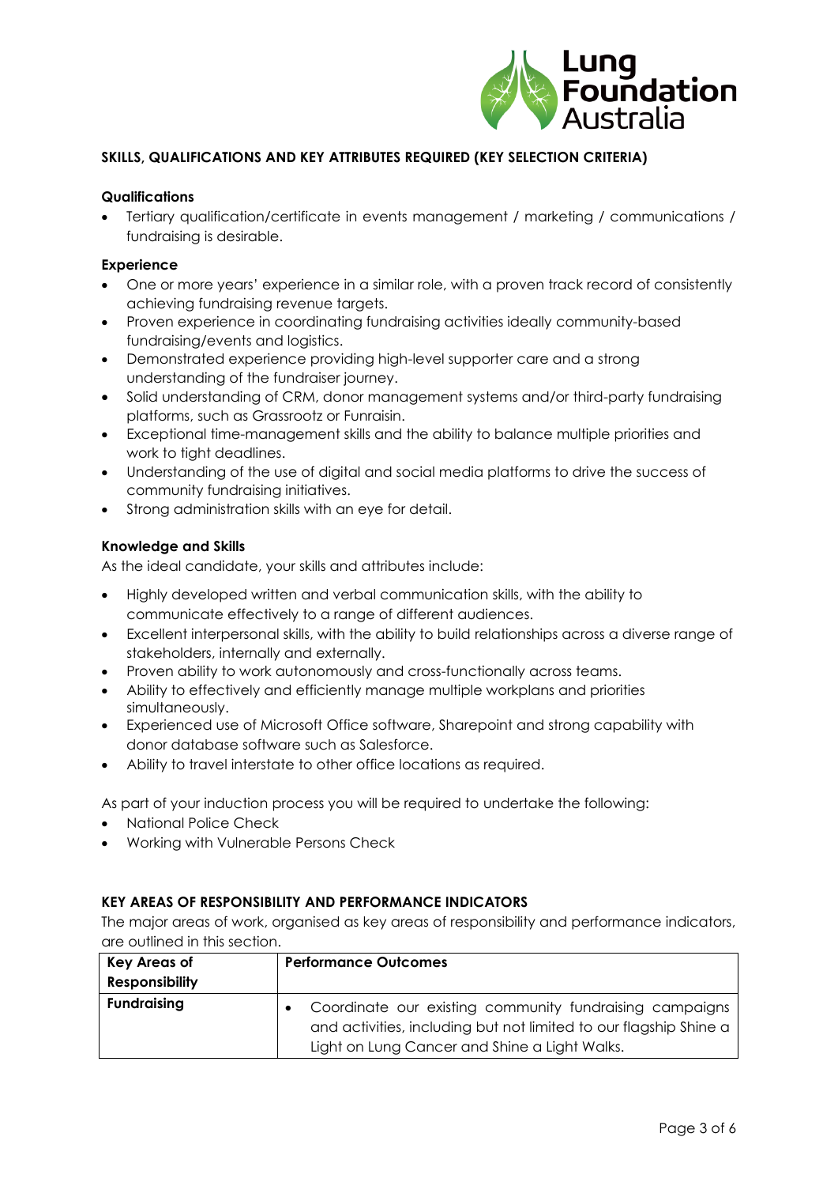## SKILLS, QUALIFICATIONS AND KEY ATTRIBUTES REQUIRED (KEY SELECTION CRITERIA)

### Qualifications

- Tertiary qualification/certificate in events management / marketing / communications / fundraising is desirable.

### Experience

- One or more years' experience in a similar role, with a proven track record of consistently achieving fundraising revenue targets.
- Proven experience in coordinating fundraising activities ideally community-based fundraising/events and logistics.
- Demonstrated experience providing high-level supporter care and a strong understanding of the fundraiser journey.
- Solid understanding of CRM, donor management systems and/or third-party fundraising platforms, such as Grassrootz or Funraisin.
- Exceptional time-management skills and the ability to balance multiple priorities and work to tight deadlines.
- Understanding of the use of digital and social media platforms to drive the success of community fundraising initiatives.
- Strong administration skills with an eye for detail.

### Knowledge and Skills

As the ideal candidate, your skills and attributes include:

- Highly developed written and verbal communication skills, with the ability to communicate effectively to a range of different audiences.
- Excellent interpersonal skills, with the ability to build relationships across a diverse range of stakeholders, internally and externally.
- Proven ability to work autonomously and cross-functionally across teams.
- Ability to effectively and efficiently manage multiple workplans and priorities simultaneously.
- Experienced use of Microsoft Office software, Sharepoint and strong capability with donor database software such as Salesforce.
- Ability to travel interstate to other office locations as required.

As part of your induction process you will be required to undertake the following:

- National Police Check
- Working with Vulnerable Persons Check

## KEY AREAS OF RESPONSIBILITY AND PERFORMANCE INDICATORS

The major areas of work, organised as key areas of responsibility and performance indicators, are outlined in this section.

| Key Areas of Responsibility | Performance Outcomes |
|---|---|
| **Fundraising** | • Coordinate our existing community fundraising campaigns and activities, including but not limited to our flagship Shine a Light on Lung Cancer and Shine a Light Walks. |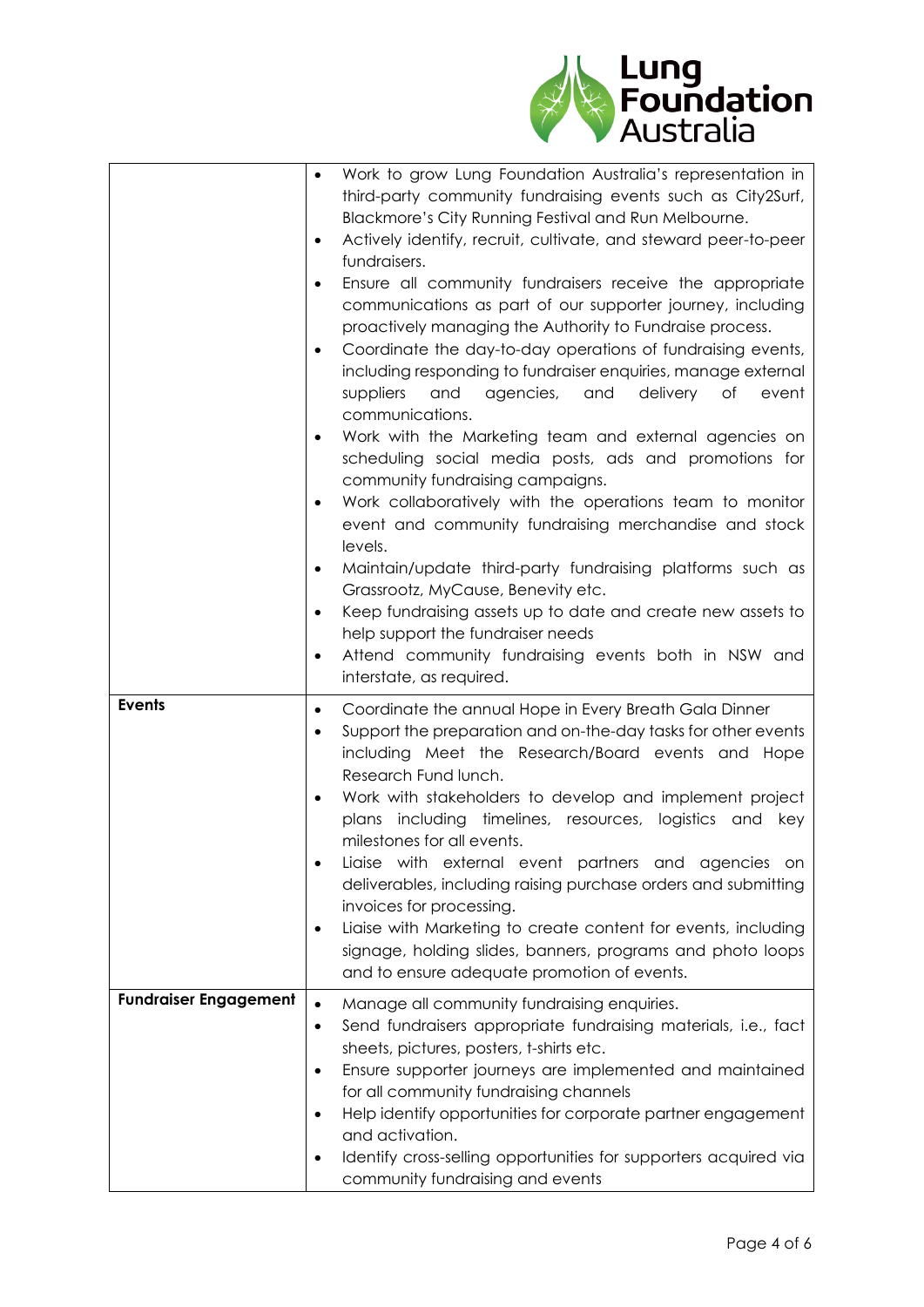| | |
|---|---|
| | <ul><li>Work to grow Lung Foundation Australia's representation in third-party community fundraising events such as City2Surf, Blackmore's City Running Festival and Run Melbourne.</li><li>Actively identify, recruit, cultivate, and steward peer-to-peer fundraisers.</li><li>Ensure all community fundraisers receive the appropriate communications as part of our supporter journey, including proactively managing the Authority to Fundraise process.</li><li>Coordinate the day-to-day operations of fundraising events, including responding to fundraiser enquiries, manage external suppliers and agencies, and delivery of event communications.</li><li>Work with the Marketing team and external agencies on scheduling social media posts, ads and promotions for community fundraising campaigns.</li><li>Work collaboratively with the operations team to monitor event and community fundraising merchandise and stock levels.</li><li>Maintain/update third-party fundraising platforms such as Grassrootz, MyCause, Benevity etc.</li><li>Keep fundraising assets up to date and create new assets to help support the fundraiser needs</li><li>Attend community fundraising events both in NSW and interstate, as required.</li></ul> |
| **Events** | <ul><li>Coordinate the annual Hope in Every Breath Gala Dinner</li><li>Support the preparation and on-the-day tasks for other events including Meet the Research/Board events and Hope Research Fund lunch.</li><li>Work with stakeholders to develop and implement project plans including timelines, resources, logistics and key milestones for all events.</li><li>Liaise with external event partners and agencies on deliverables, including raising purchase orders and submitting invoices for processing.</li><li>Liaise with Marketing to create content for events, including signage, holding slides, banners, programs and photo loops and to ensure adequate promotion of events.</li></ul> |
| **Fundraiser Engagement** | <ul><li>Manage all community fundraising enquiries.</li><li>Send fundraisers appropriate fundraising materials, i.e., fact sheets, pictures, posters, t-shirts etc.</li><li>Ensure supporter journeys are implemented and maintained for all community fundraising channels</li><li>Help identify opportunities for corporate partner engagement and activation.</li><li>Identify cross-selling opportunities for supporters acquired via community fundraising and events</li></ul> |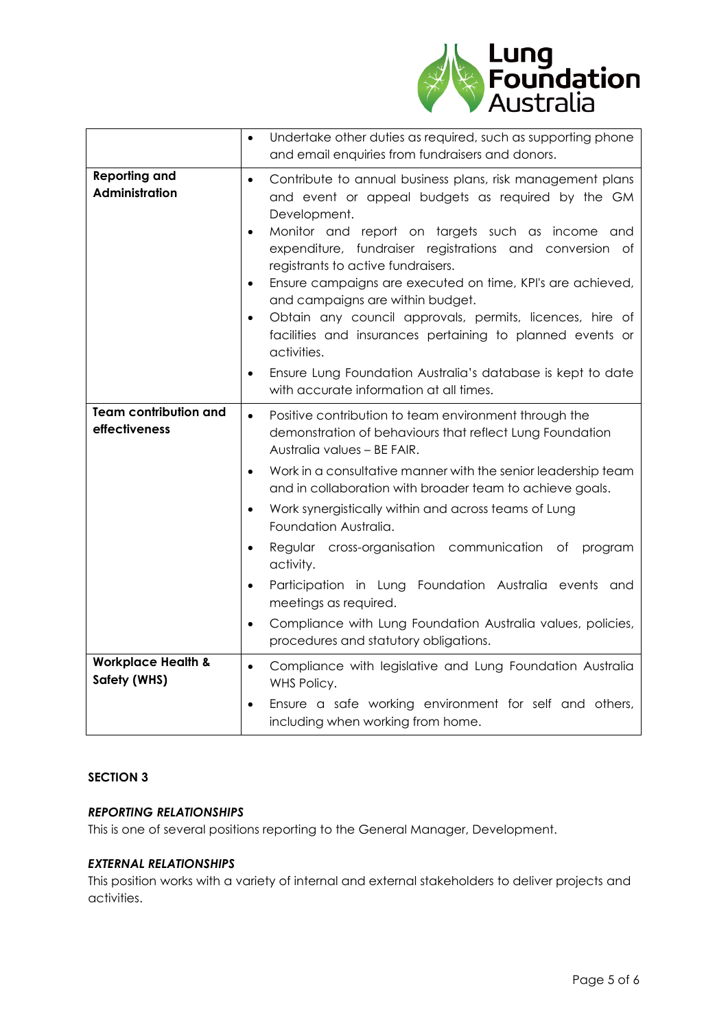| | |
|---|---|
| | • Undertake other duties as required, such as supporting phone and email enquiries from fundraisers and donors. |
| **Reporting and Administration** | • Contribute to annual business plans, risk management plans and event or appeal budgets as required by the GM Development.<br>• Monitor and report on targets such as income and expenditure, fundraiser registrations and conversion of registrants to active fundraisers.<br>• Ensure campaigns are executed on time, KPI's are achieved, and campaigns are within budget.<br>• Obtain any council approvals, permits, licences, hire of facilities and insurances pertaining to planned events or activities.<br>• Ensure Lung Foundation Australia's database is kept to date with accurate information at all times. |
| **Team contribution and effectiveness** | • Positive contribution to team environment through the demonstration of behaviours that reflect Lung Foundation Australia values – BE FAIR.<br>• Work in a consultative manner with the senior leadership team and in collaboration with broader team to achieve goals.<br>• Work synergistically within and across teams of Lung Foundation Australia.<br>• Regular cross-organisation communication of program activity.<br>• Participation in Lung Foundation Australia events and meetings as required.<br>• Compliance with Lung Foundation Australia values, policies, procedures and statutory obligations. |
| **Workplace Health & Safety (WHS)** | • Compliance with legislative and Lung Foundation Australia WHS Policy.<br>• Ensure a safe working environment for self and others, including when working from home. |

## SECTION 3

***REPORTING RELATIONSHIPS***

This is one of several positions reporting to the General Manager, Development.

***EXTERNAL RELATIONSHIPS***

This position works with a variety of internal and external stakeholders to deliver projects and activities.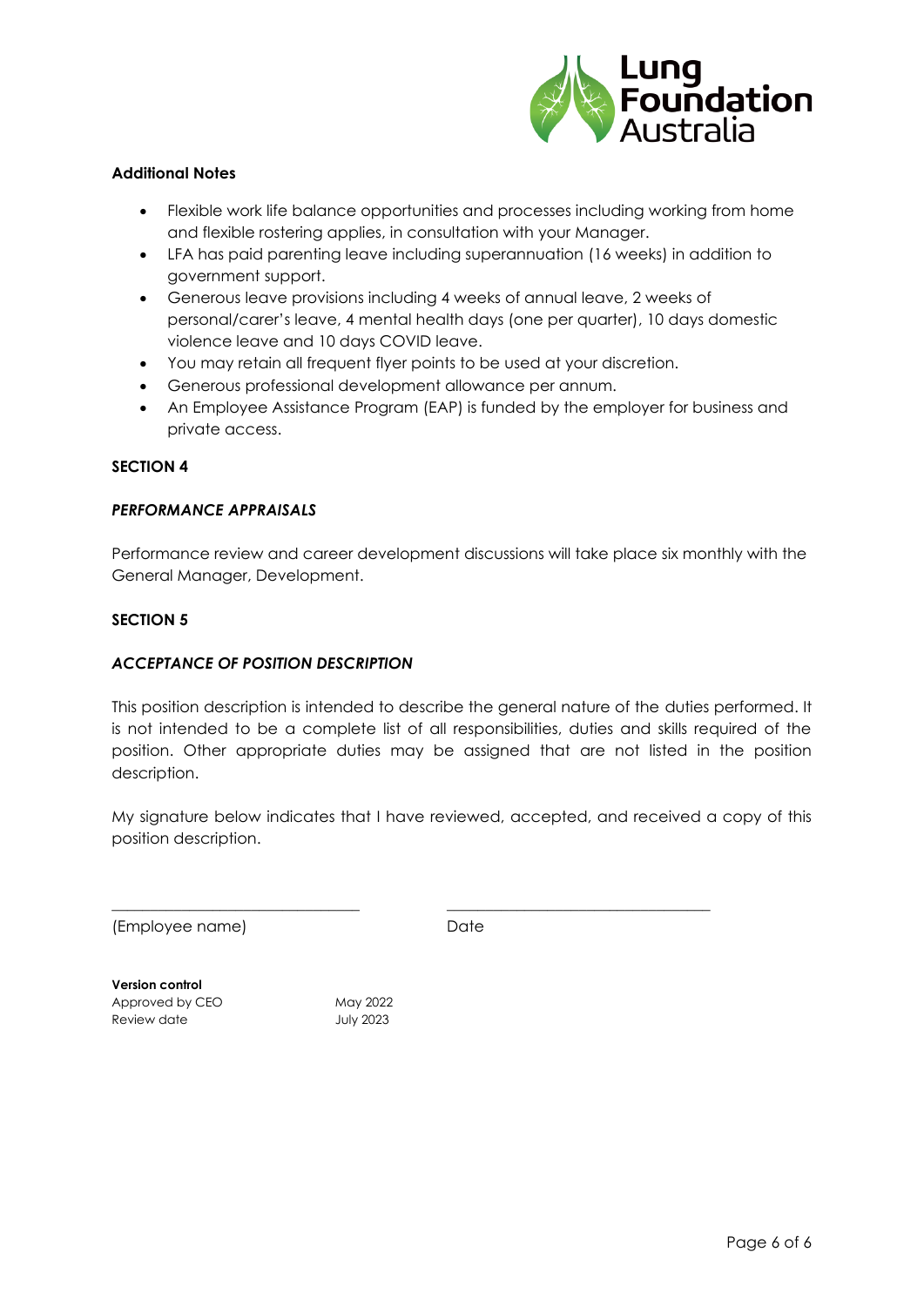**Additional Notes**

- Flexible work life balance opportunities and processes including working from home and flexible rostering applies, in consultation with your Manager.
- LFA has paid parenting leave including superannuation (16 weeks) in addition to government support.
- Generous leave provisions including 4 weeks of annual leave, 2 weeks of personal/carer's leave, 4 mental health days (one per quarter), 10 days domestic violence leave and 10 days COVID leave.
- You may retain all frequent flyer points to be used at your discretion.
- Generous professional development allowance per annum.
- An Employee Assistance Program (EAP) is funded by the employer for business and private access.

**SECTION 4**

***PERFORMANCE APPRAISALS***

Performance review and career development discussions will take place six monthly with the General Manager, Development.

**SECTION 5**

***ACCEPTANCE OF POSITION DESCRIPTION***

This position description is intended to describe the general nature of the duties performed. It is not intended to be a complete list of all responsibilities, duties and skills required of the position. Other appropriate duties may be assigned that are not listed in the position description.

My signature below indicates that I have reviewed, accepted, and received a copy of this position description.

\_\_\_\_\_\_\_\_\_\_\_\_\_\_\_\_\_\_\_\_\_\_\_\_\_\_\_\_\_\_\_\_ \_\_\_\_\_\_\_\_\_\_\_\_\_\_\_\_\_\_\_\_\_\_\_\_\_\_\_\_\_\_\_\_

(Employee name) Date

**Version control**

| | |
|---|---|
| Approved by CEO | May 2022 |
| Review date | July 2023 |